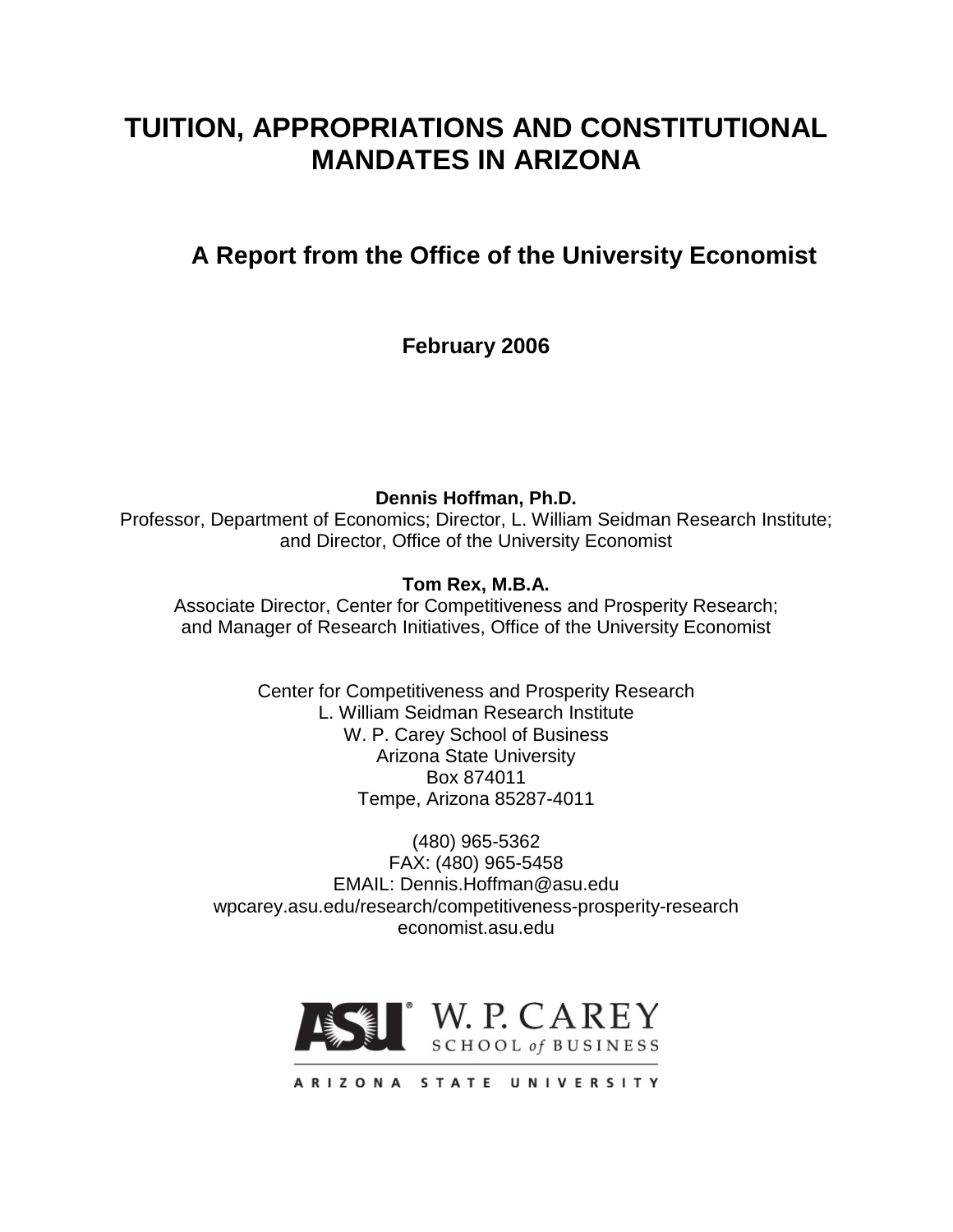# TUITION, APPROPRIATIONS AND CONSTITUTIONAL MANDATES IN ARIZONA

## A Report from the Office of the University Economist

**February 2006**

**Dennis Hoffman, Ph.D.**
Professor, Department of Economics; Director, L. William Seidman Research Institute; and Director, Office of the University Economist

**Tom Rex, M.B.A.**
Associate Director, Center for Competitiveness and Prosperity Research; and Manager of Research Initiatives, Office of the University Economist

Center for Competitiveness and Prosperity Research
L. William Seidman Research Institute
W. P. Carey School of Business
Arizona State University
Box 874011
Tempe, Arizona 85287-4011

(480) 965-5362
FAX: (480) 965-5458
EMAIL: Dennis.Hoffman@asu.edu
wpcarey.asu.edu/research/competitiveness-prosperity-research
economist.asu.edu

ASU W. P. CAREY SCHOOL of BUSINESS
ARIZONA STATE UNIVERSITY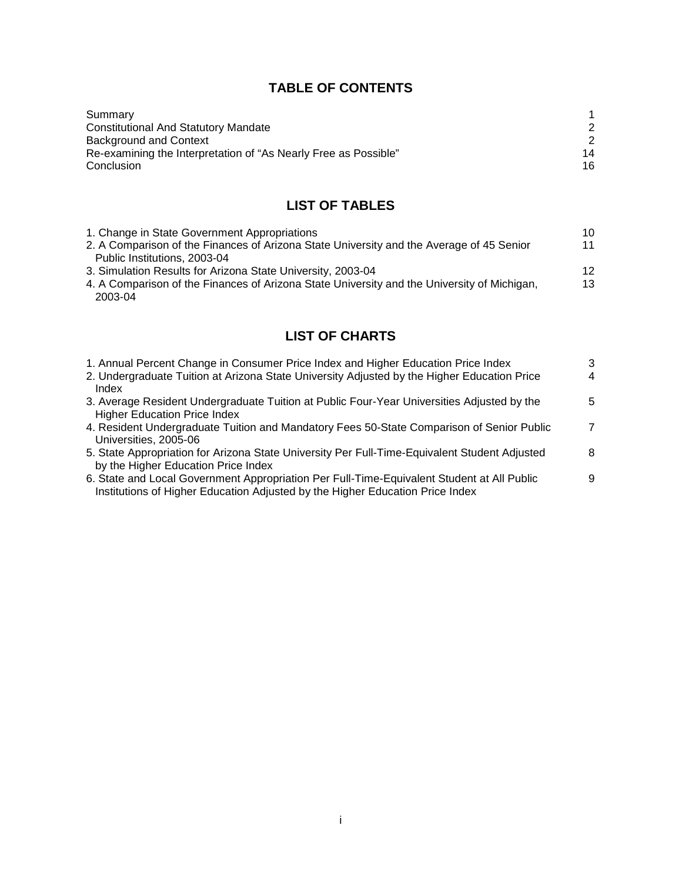## TABLE OF CONTENTS

| | |
|---|---|
| Summary | 1 |
| Constitutional And Statutory Mandate | 2 |
| Background and Context | 2 |
| Re-examining the Interpretation of "As Nearly Free as Possible" | 14 |
| Conclusion | 16 |

## LIST OF TABLES

| | |
|---|---|
| 1. Change in State Government Appropriations | 10 |
| 2. A Comparison of the Finances of Arizona State University and the Average of 45 Senior Public Institutions, 2003-04 | 11 |
| 3. Simulation Results for Arizona State University, 2003-04 | 12 |
| 4. A Comparison of the Finances of Arizona State University and the University of Michigan, 2003-04 | 13 |

## LIST OF CHARTS

| | |
|---|---|
| 1. Annual Percent Change in Consumer Price Index and Higher Education Price Index | 3 |
| 2. Undergraduate Tuition at Arizona State University Adjusted by the Higher Education Price Index | 4 |
| 3. Average Resident Undergraduate Tuition at Public Four-Year Universities Adjusted by the Higher Education Price Index | 5 |
| 4. Resident Undergraduate Tuition and Mandatory Fees 50-State Comparison of Senior Public Universities, 2005-06 | 7 |
| 5. State Appropriation for Arizona State University Per Full-Time-Equivalent Student Adjusted by the Higher Education Price Index | 8 |
| 6. State and Local Government Appropriation Per Full-Time-Equivalent Student at All Public Institutions of Higher Education Adjusted by the Higher Education Price Index | 9 |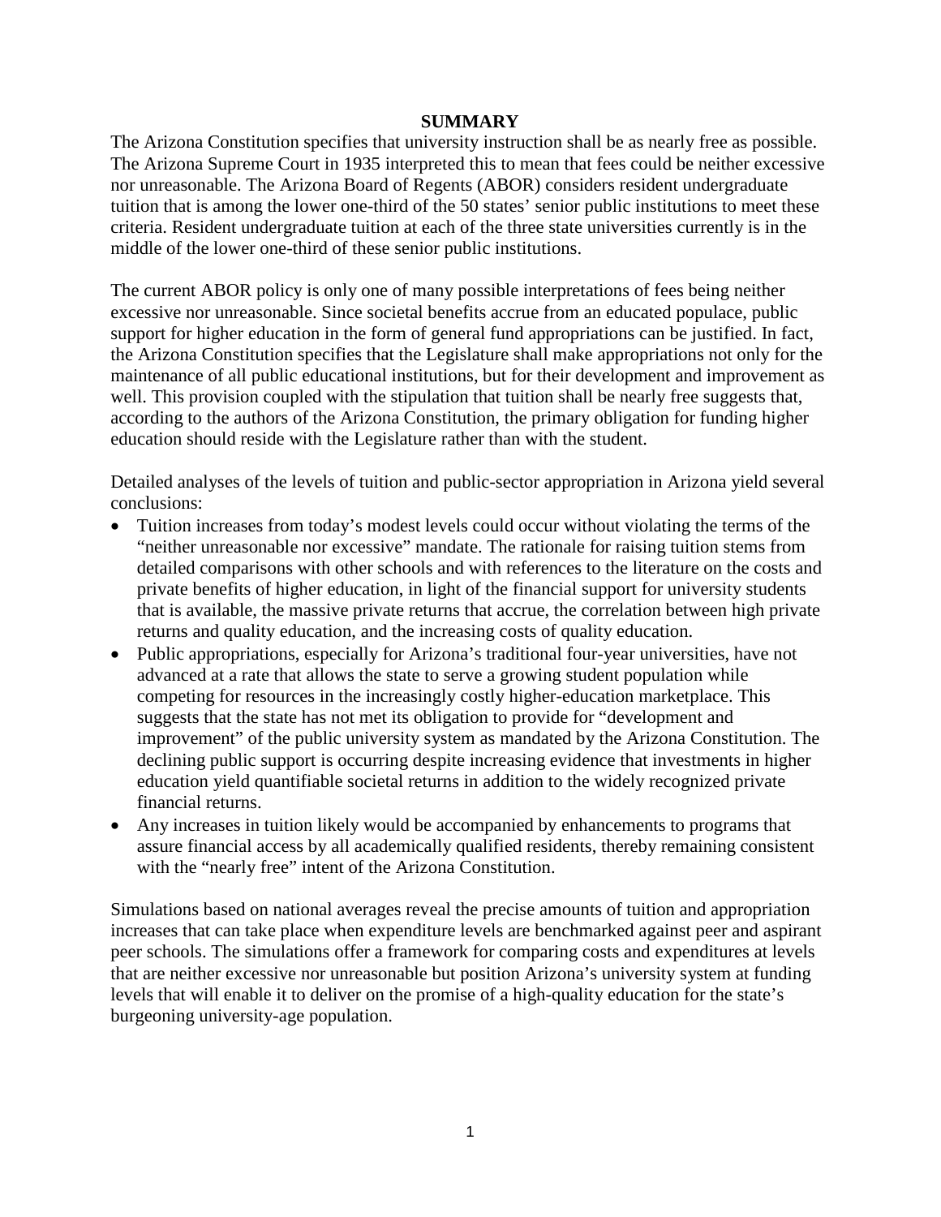## SUMMARY

The Arizona Constitution specifies that university instruction shall be as nearly free as possible. The Arizona Supreme Court in 1935 interpreted this to mean that fees could be neither excessive nor unreasonable. The Arizona Board of Regents (ABOR) considers resident undergraduate tuition that is among the lower one-third of the 50 states' senior public institutions to meet these criteria. Resident undergraduate tuition at each of the three state universities currently is in the middle of the lower one-third of these senior public institutions.

The current ABOR policy is only one of many possible interpretations of fees being neither excessive nor unreasonable. Since societal benefits accrue from an educated populace, public support for higher education in the form of general fund appropriations can be justified. In fact, the Arizona Constitution specifies that the Legislature shall make appropriations not only for the maintenance of all public educational institutions, but for their development and improvement as well. This provision coupled with the stipulation that tuition shall be nearly free suggests that, according to the authors of the Arizona Constitution, the primary obligation for funding higher education should reside with the Legislature rather than with the student.

Detailed analyses of the levels of tuition and public-sector appropriation in Arizona yield several conclusions:

- Tuition increases from today's modest levels could occur without violating the terms of the "neither unreasonable nor excessive" mandate. The rationale for raising tuition stems from detailed comparisons with other schools and with references to the literature on the costs and private benefits of higher education, in light of the financial support for university students that is available, the massive private returns that accrue, the correlation between high private returns and quality education, and the increasing costs of quality education.
- Public appropriations, especially for Arizona's traditional four-year universities, have not advanced at a rate that allows the state to serve a growing student population while competing for resources in the increasingly costly higher-education marketplace. This suggests that the state has not met its obligation to provide for "development and improvement" of the public university system as mandated by the Arizona Constitution. The declining public support is occurring despite increasing evidence that investments in higher education yield quantifiable societal returns in addition to the widely recognized private financial returns.
- Any increases in tuition likely would be accompanied by enhancements to programs that assure financial access by all academically qualified residents, thereby remaining consistent with the "nearly free" intent of the Arizona Constitution.

Simulations based on national averages reveal the precise amounts of tuition and appropriation increases that can take place when expenditure levels are benchmarked against peer and aspirant peer schools. The simulations offer a framework for comparing costs and expenditures at levels that are neither excessive nor unreasonable but position Arizona's university system at funding levels that will enable it to deliver on the promise of a high-quality education for the state's burgeoning university-age population.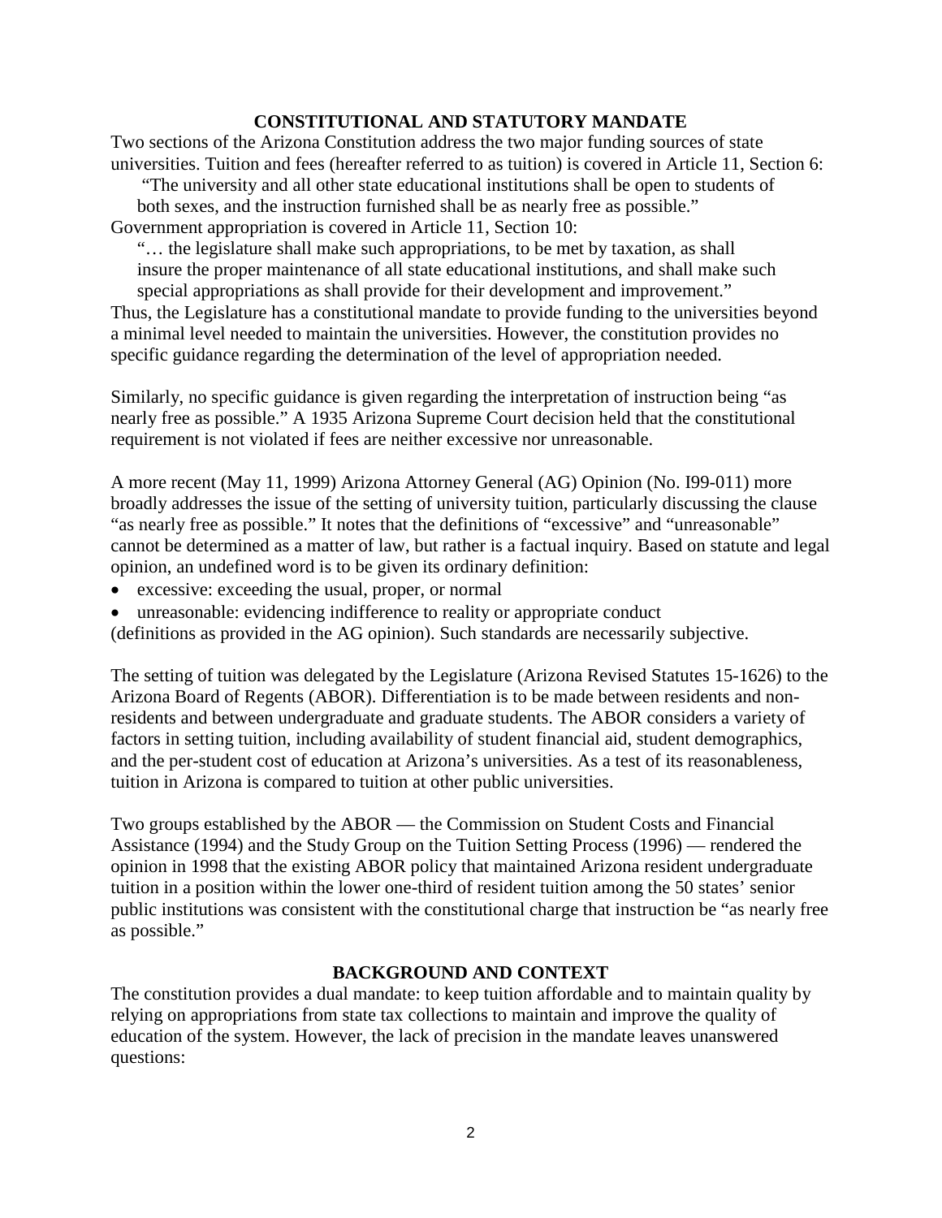## CONSTITUTIONAL AND STATUTORY MANDATE

Two sections of the Arizona Constitution address the two major funding sources of state universities. Tuition and fees (hereafter referred to as tuition) is covered in Article 11, Section 6:

> "The university and all other state educational institutions shall be open to students of both sexes, and the instruction furnished shall be as nearly free as possible."

Government appropriation is covered in Article 11, Section 10:

> "… the legislature shall make such appropriations, to be met by taxation, as shall insure the proper maintenance of all state educational institutions, and shall make such special appropriations as shall provide for their development and improvement."

Thus, the Legislature has a constitutional mandate to provide funding to the universities beyond a minimal level needed to maintain the universities. However, the constitution provides no specific guidance regarding the determination of the level of appropriation needed.

Similarly, no specific guidance is given regarding the interpretation of instruction being "as nearly free as possible." A 1935 Arizona Supreme Court decision held that the constitutional requirement is not violated if fees are neither excessive nor unreasonable.

A more recent (May 11, 1999) Arizona Attorney General (AG) Opinion (No. I99-011) more broadly addresses the issue of the setting of university tuition, particularly discussing the clause "as nearly free as possible." It notes that the definitions of "excessive" and "unreasonable" cannot be determined as a matter of law, but rather is a factual inquiry. Based on statute and legal opinion, an undefined word is to be given its ordinary definition:

- excessive: exceeding the usual, proper, or normal
- unreasonable: evidencing indifference to reality or appropriate conduct

(definitions as provided in the AG opinion). Such standards are necessarily subjective.

The setting of tuition was delegated by the Legislature (Arizona Revised Statutes 15-1626) to the Arizona Board of Regents (ABOR). Differentiation is to be made between residents and non-residents and between undergraduate and graduate students. The ABOR considers a variety of factors in setting tuition, including availability of student financial aid, student demographics, and the per-student cost of education at Arizona's universities. As a test of its reasonableness, tuition in Arizona is compared to tuition at other public universities.

Two groups established by the ABOR — the Commission on Student Costs and Financial Assistance (1994) and the Study Group on the Tuition Setting Process (1996) — rendered the opinion in 1998 that the existing ABOR policy that maintained Arizona resident undergraduate tuition in a position within the lower one-third of resident tuition among the 50 states' senior public institutions was consistent with the constitutional charge that instruction be "as nearly free as possible."

## BACKGROUND AND CONTEXT

The constitution provides a dual mandate: to keep tuition affordable and to maintain quality by relying on appropriations from state tax collections to maintain and improve the quality of education of the system. However, the lack of precision in the mandate leaves unanswered questions: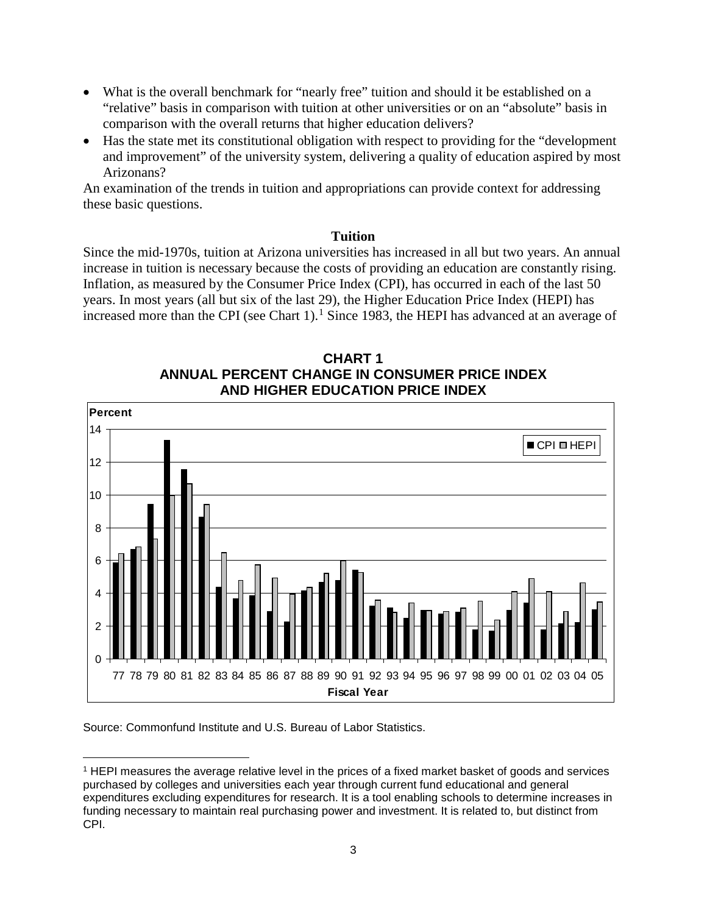- What is the overall benchmark for "nearly free" tuition and should it be established on a "relative" basis in comparison with tuition at other universities or on an "absolute" basis in comparison with the overall returns that higher education delivers?
- Has the state met its constitutional obligation with respect to providing for the "development and improvement" of the university system, delivering a quality of education aspired by most Arizonans?

An examination of the trends in tuition and appropriations can provide context for addressing these basic questions.

### Tuition

Since the mid-1970s, tuition at Arizona universities has increased in all but two years. An annual increase in tuition is necessary because the costs of providing an education are constantly rising. Inflation, as measured by the Consumer Price Index (CPI), has occurred in each of the last 50 years. In most years (all but six of the last 29), the Higher Education Price Index (HEPI) has increased more than the CPI (see Chart 1).[1] Since 1983, the HEPI has advanced at an average of

**CHART 1**
**ANNUAL PERCENT CHANGE IN CONSUMER PRICE INDEX AND HIGHER EDUCATION PRICE INDEX**

Source: Commonfund Institute and U.S. Bureau of Labor Statistics.

[1] HEPI measures the average relative level in the prices of a fixed market basket of goods and services purchased by colleges and universities each year through current fund educational and general expenditures excluding expenditures for research. It is a tool enabling schools to determine increases in funding necessary to maintain real purchasing power and investment. It is related to, but distinct from CPI.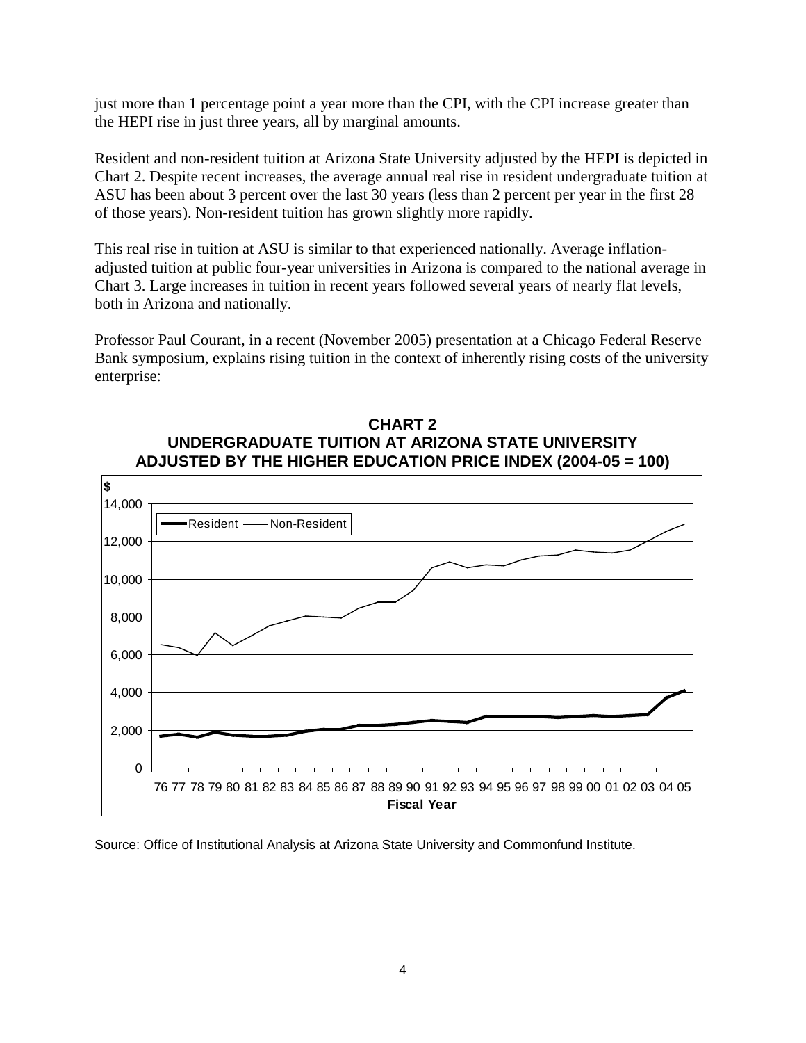just more than 1 percentage point a year more than the CPI, with the CPI increase greater than the HEPI rise in just three years, all by marginal amounts.

Resident and non-resident tuition at Arizona State University adjusted by the HEPI is depicted in Chart 2. Despite recent increases, the average annual real rise in resident undergraduate tuition at ASU has been about 3 percent over the last 30 years (less than 2 percent per year in the first 28 of those years). Non-resident tuition has grown slightly more rapidly.

This real rise in tuition at ASU is similar to that experienced nationally. Average inflation-adjusted tuition at public four-year universities in Arizona is compared to the national average in Chart 3. Large increases in tuition in recent years followed several years of nearly flat levels, both in Arizona and nationally.

Professor Paul Courant, in a recent (November 2005) presentation at a Chicago Federal Reserve Bank symposium, explains rising tuition in the context of inherently rising costs of the university enterprise:

**CHART 2**
**UNDERGRADUATE TUITION AT ARIZONA STATE UNIVERSITY ADJUSTED BY THE HIGHER EDUCATION PRICE INDEX (2004-05 = 100)**

Source: Office of Institutional Analysis at Arizona State University and Commonfund Institute.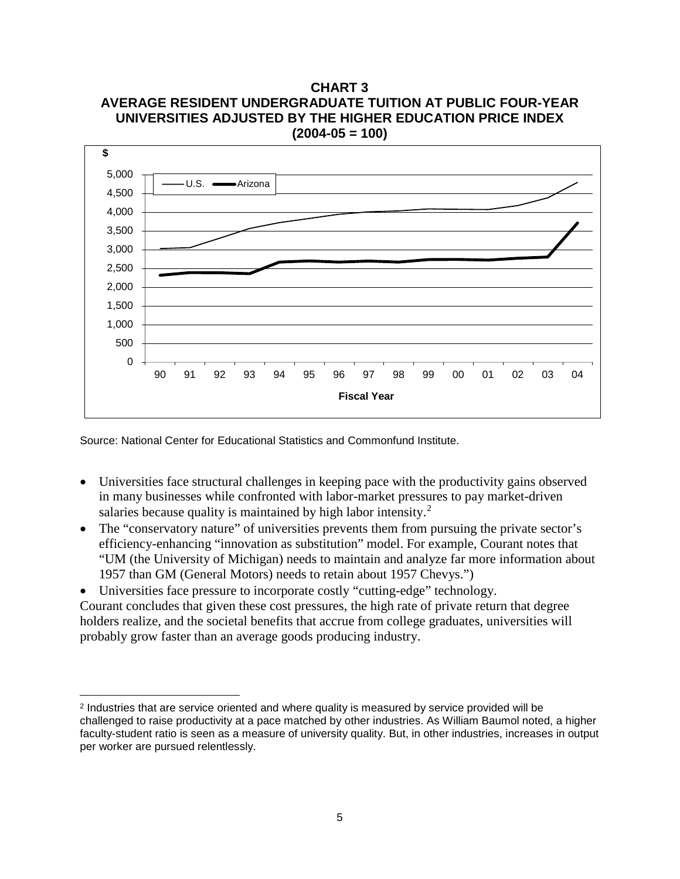**CHART 3**
**AVERAGE RESIDENT UNDERGRADUATE TUITION AT PUBLIC FOUR-YEAR UNIVERSITIES ADJUSTED BY THE HIGHER EDUCATION PRICE INDEX (2004-05 = 100)**

Source: National Center for Educational Statistics and Commonfund Institute.

- Universities face structural challenges in keeping pace with the productivity gains observed in many businesses while confronted with labor-market pressures to pay market-driven salaries because quality is maintained by high labor intensity.[2]
- The "conservatory nature" of universities prevents them from pursuing the private sector's efficiency-enhancing "innovation as substitution" model. For example, Courant notes that "UM (the University of Michigan) needs to maintain and analyze far more information about 1957 than GM (General Motors) needs to retain about 1957 Chevys.")
- Universities face pressure to incorporate costly "cutting-edge" technology.

Courant concludes that given these cost pressures, the high rate of private return that degree holders realize, and the societal benefits that accrue from college graduates, universities will probably grow faster than an average goods producing industry.

---

[2] Industries that are service oriented and where quality is measured by service provided will be challenged to raise productivity at a pace matched by other industries. As William Baumol noted, a higher faculty-student ratio is seen as a measure of university quality. But, in other industries, increases in output per worker are pursued relentlessly.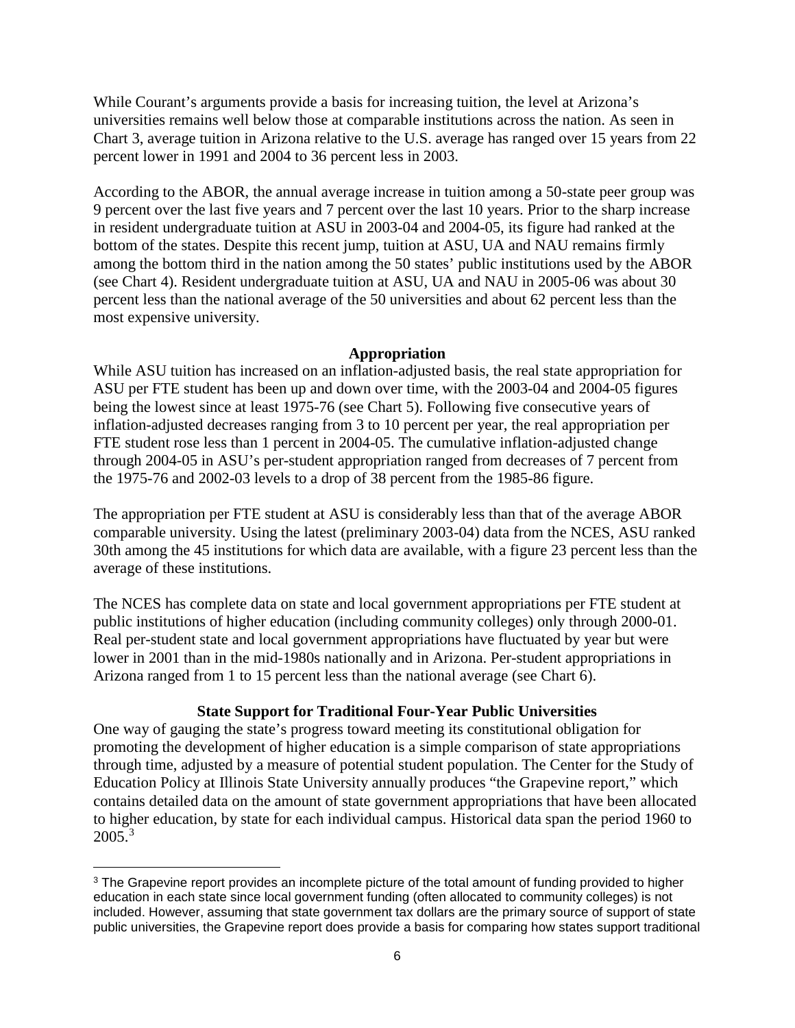While Courant's arguments provide a basis for increasing tuition, the level at Arizona's universities remains well below those at comparable institutions across the nation. As seen in Chart 3, average tuition in Arizona relative to the U.S. average has ranged over 15 years from 22 percent lower in 1991 and 2004 to 36 percent less in 2003.

According to the ABOR, the annual average increase in tuition among a 50-state peer group was 9 percent over the last five years and 7 percent over the last 10 years. Prior to the sharp increase in resident undergraduate tuition at ASU in 2003-04 and 2004-05, its figure had ranked at the bottom of the states. Despite this recent jump, tuition at ASU, UA and NAU remains firmly among the bottom third in the nation among the 50 states' public institutions used by the ABOR (see Chart 4). Resident undergraduate tuition at ASU, UA and NAU in 2005-06 was about 30 percent less than the national average of the 50 universities and about 62 percent less than the most expensive university.

## Appropriation

While ASU tuition has increased on an inflation-adjusted basis, the real state appropriation for ASU per FTE student has been up and down over time, with the 2003-04 and 2004-05 figures being the lowest since at least 1975-76 (see Chart 5). Following five consecutive years of inflation-adjusted decreases ranging from 3 to 10 percent per year, the real appropriation per FTE student rose less than 1 percent in 2004-05. The cumulative inflation-adjusted change through 2004-05 in ASU's per-student appropriation ranged from decreases of 7 percent from the 1975-76 and 2002-03 levels to a drop of 38 percent from the 1985-86 figure.

The appropriation per FTE student at ASU is considerably less than that of the average ABOR comparable university. Using the latest (preliminary 2003-04) data from the NCES, ASU ranked 30th among the 45 institutions for which data are available, with a figure 23 percent less than the average of these institutions.

The NCES has complete data on state and local government appropriations per FTE student at public institutions of higher education (including community colleges) only through 2000-01. Real per-student state and local government appropriations have fluctuated by year but were lower in 2001 than in the mid-1980s nationally and in Arizona. Per-student appropriations in Arizona ranged from 1 to 15 percent less than the national average (see Chart 6).

## State Support for Traditional Four-Year Public Universities

One way of gauging the state's progress toward meeting its constitutional obligation for promoting the development of higher education is a simple comparison of state appropriations through time, adjusted by a measure of potential student population. The Center for the Study of Education Policy at Illinois State University annually produces "the Grapevine report," which contains detailed data on the amount of state government appropriations that have been allocated to higher education, by state for each individual campus. Historical data span the period 1960 to 2005.[3]

---

[3] The Grapevine report provides an incomplete picture of the total amount of funding provided to higher education in each state since local government funding (often allocated to community colleges) is not included. However, assuming that state government tax dollars are the primary source of support of state public universities, the Grapevine report does provide a basis for comparing how states support traditional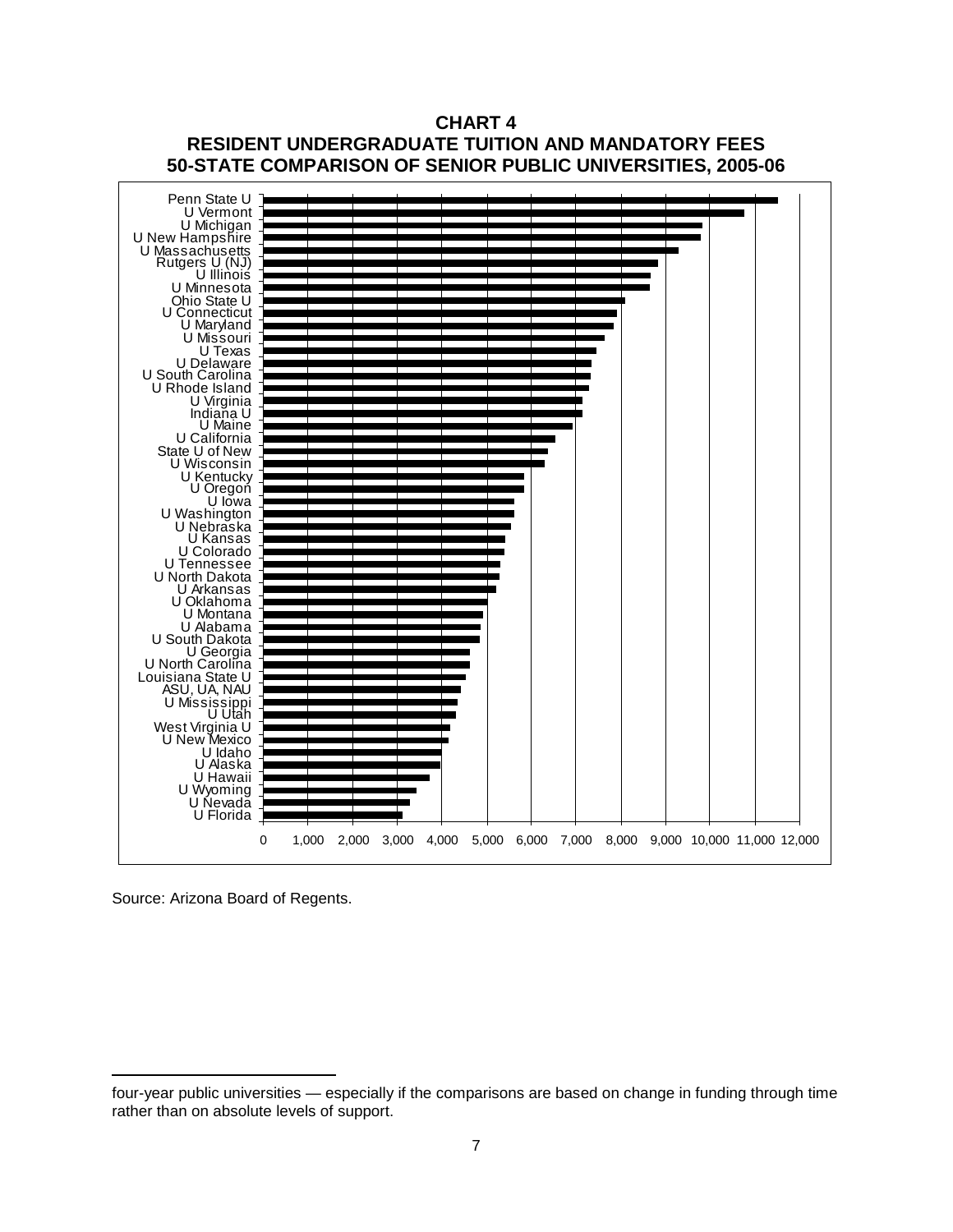**CHART 4**
**RESIDENT UNDERGRADUATE TUITION AND MANDATORY FEES**
**50-STATE COMPARISON OF SENIOR PUBLIC UNIVERSITIES, 2005-06**

Penn State U
U Vermont
U Michigan
U New Hampshire
U Massachusetts
Rutgers U (NJ)
U Illinois
U Minnesota
Ohio State U
U Connecticut
U Maryland
U Missouri
U Texas
U Delaware
U South Carolina
U Rhode Island
U Virginia
Indiana U
U Maine
U California
State U of New
U Wisconsin
U Kentucky
U Oregon
U Iowa
U Washington
U Nebraska
U Kansas
U Colorado
U Tennessee
U North Dakota
U Arkansas
U Oklahoma
U Montana
U Alabama
U South Dakota
U Georgia
U North Carolina
Louisiana State U
ASU, UA, NAU
U Mississippi
U Utah
West Virginia U
U New Mexico
U Idaho
U Alaska
U Hawaii
U Wyoming
U Nevada
U Florida

0 1,000 2,000 3,000 4,000 5,000 6,000 7,000 8,000 9,000 10,000 11,000 12,000

Source: Arizona Board of Regents.

---

four-year public universities — especially if the comparisons are based on change in funding through time rather than on absolute levels of support.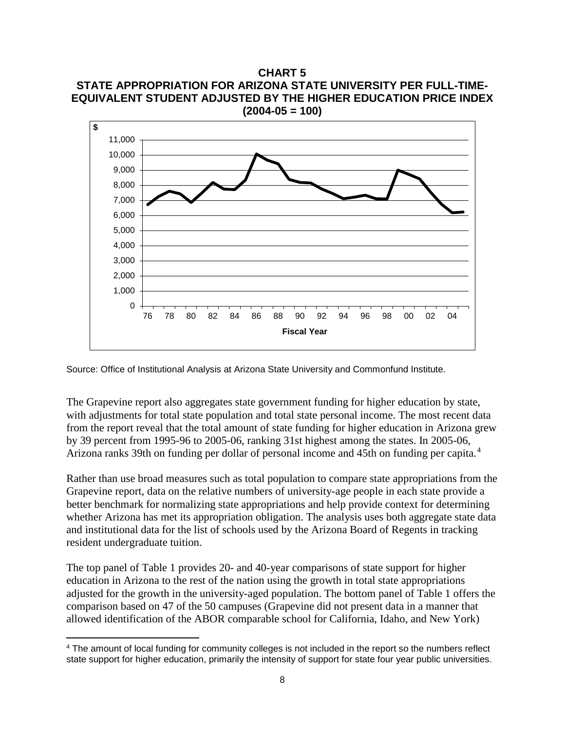**CHART 5**
**STATE APPROPRIATION FOR ARIZONA STATE UNIVERSITY PER FULL-TIME-EQUIVALENT STUDENT ADJUSTED BY THE HIGHER EDUCATION PRICE INDEX (2004-05 = 100)**

Source: Office of Institutional Analysis at Arizona State University and Commonfund Institute.

The Grapevine report also aggregates state government funding for higher education by state, with adjustments for total state population and total state personal income. The most recent data from the report reveal that the total amount of state funding for higher education in Arizona grew by 39 percent from 1995-96 to 2005-06, ranking 31st highest among the states. In 2005-06, Arizona ranks 39th on funding per dollar of personal income and 45th on funding per capita.[4]

Rather than use broad measures such as total population to compare state appropriations from the Grapevine report, data on the relative numbers of university-age people in each state provide a better benchmark for normalizing state appropriations and help provide context for determining whether Arizona has met its appropriation obligation. The analysis uses both aggregate state data and institutional data for the list of schools used by the Arizona Board of Regents in tracking resident undergraduate tuition.

The top panel of Table 1 provides 20- and 40-year comparisons of state support for higher education in Arizona to the rest of the nation using the growth in total state appropriations adjusted for the growth in the university-aged population. The bottom panel of Table 1 offers the comparison based on 47 of the 50 campuses (Grapevine did not present data in a manner that allowed identification of the ABOR comparable school for California, Idaho, and New York)

[4] The amount of local funding for community colleges is not included in the report so the numbers reflect state support for higher education, primarily the intensity of support for state four year public universities.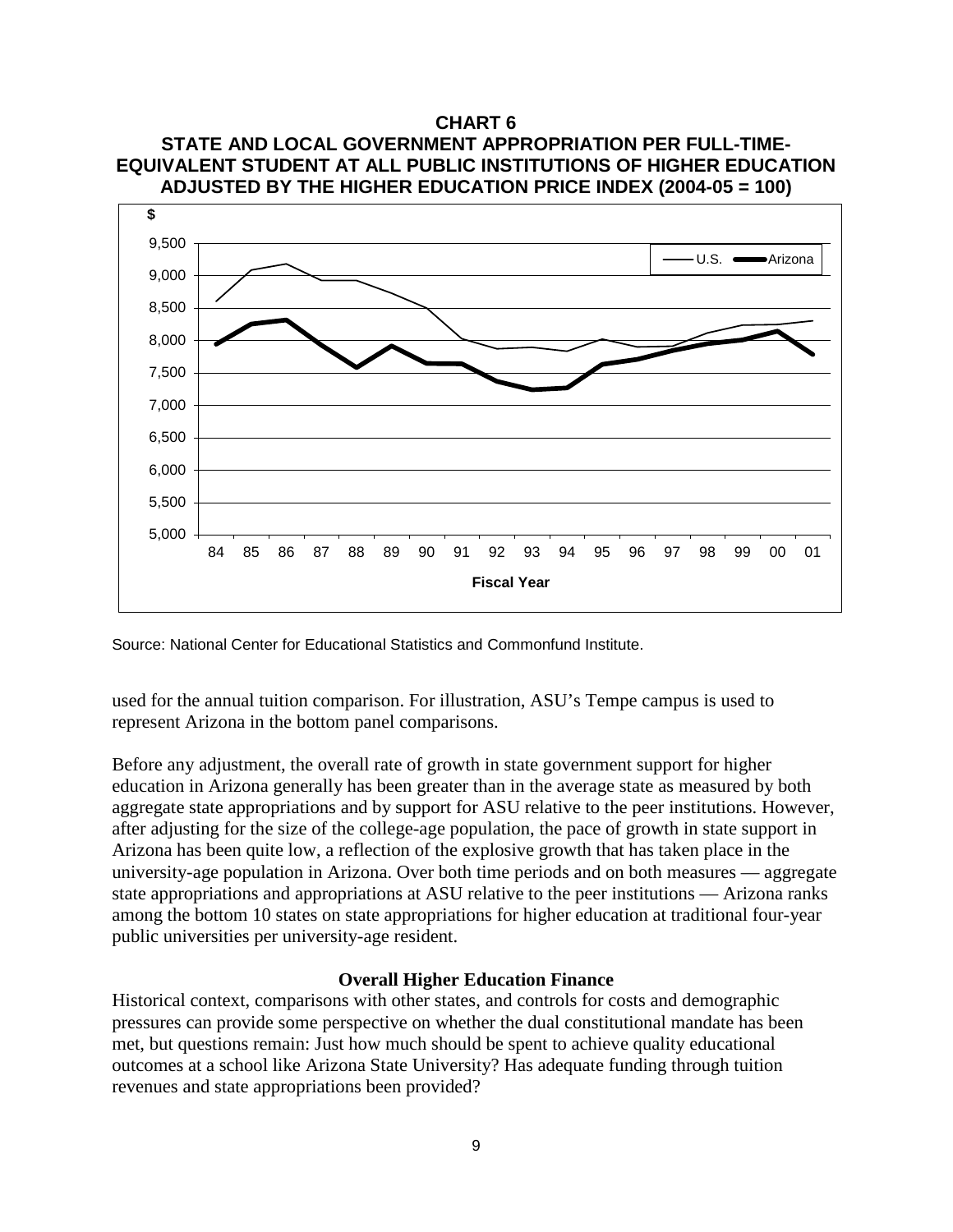**CHART 6**
**STATE AND LOCAL GOVERNMENT APPROPRIATION PER FULL-TIME-EQUIVALENT STUDENT AT ALL PUBLIC INSTITUTIONS OF HIGHER EDUCATION ADJUSTED BY THE HIGHER EDUCATION PRICE INDEX (2004-05 = 100)**

Source: National Center for Educational Statistics and Commonfund Institute.

used for the annual tuition comparison. For illustration, ASU's Tempe campus is used to represent Arizona in the bottom panel comparisons.

Before any adjustment, the overall rate of growth in state government support for higher education in Arizona generally has been greater than in the average state as measured by both aggregate state appropriations and by support for ASU relative to the peer institutions. However, after adjusting for the size of the college-age population, the pace of growth in state support in Arizona has been quite low, a reflection of the explosive growth that has taken place in the university-age population in Arizona. Over both time periods and on both measures — aggregate state appropriations and appropriations at ASU relative to the peer institutions — Arizona ranks among the bottom 10 states on state appropriations for higher education at traditional four-year public universities per university-age resident.

### Overall Higher Education Finance

Historical context, comparisons with other states, and controls for costs and demographic pressures can provide some perspective on whether the dual constitutional mandate has been met, but questions remain: Just how much should be spent to achieve quality educational outcomes at a school like Arizona State University? Has adequate funding through tuition revenues and state appropriations been provided?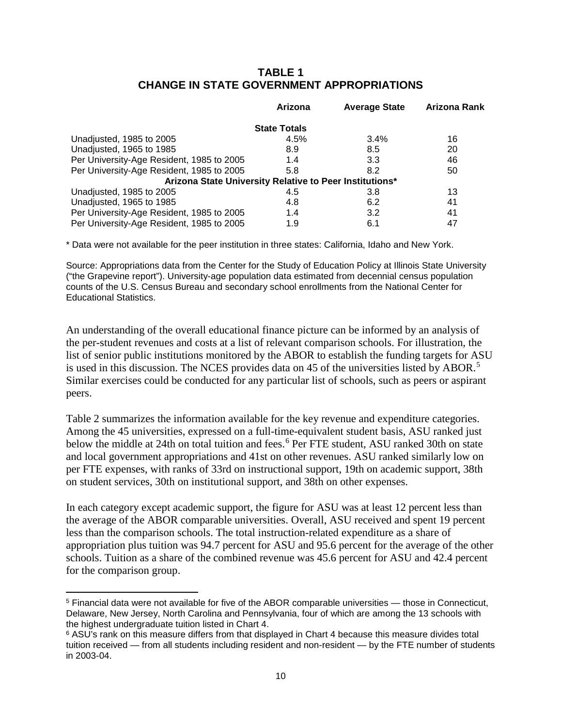**TABLE 1**
**CHANGE IN STATE GOVERNMENT APPROPRIATIONS**

| | Arizona | Average State | Arizona Rank |
|---|---|---|---|
| **State Totals** | | | |
| Unadjusted, 1985 to 2005 | 4.5% | 3.4% | 16 |
| Unadjusted, 1965 to 1985 | 8.9 | 8.5 | 20 |
| Per University-Age Resident, 1985 to 2005 | 1.4 | 3.3 | 46 |
| Per University-Age Resident, 1985 to 2005 | 5.8 | 8.2 | 50 |
| **Arizona State University Relative to Peer Institutions*** | | | |
| Unadjusted, 1985 to 2005 | 4.5 | 3.8 | 13 |
| Unadjusted, 1965 to 1985 | 4.8 | 6.2 | 41 |
| Per University-Age Resident, 1985 to 2005 | 1.4 | 3.2 | 41 |
| Per University-Age Resident, 1985 to 2005 | 1.9 | 6.1 | 47 |

\* Data were not available for the peer institution in three states: California, Idaho and New York.

Source: Appropriations data from the Center for the Study of Education Policy at Illinois State University ("the Grapevine report"). University-age population data estimated from decennial census population counts of the U.S. Census Bureau and secondary school enrollments from the National Center for Educational Statistics.

An understanding of the overall educational finance picture can be informed by an analysis of the per-student revenues and costs at a list of relevant comparison schools. For illustration, the list of senior public institutions monitored by the ABOR to establish the funding targets for ASU is used in this discussion. The NCES provides data on 45 of the universities listed by ABOR.[5] Similar exercises could be conducted for any particular list of schools, such as peers or aspirant peers.

Table 2 summarizes the information available for the key revenue and expenditure categories. Among the 45 universities, expressed on a full-time-equivalent student basis, ASU ranked just below the middle at 24th on total tuition and fees.[6] Per FTE student, ASU ranked 30th on state and local government appropriations and 41st on other revenues. ASU ranked similarly low on per FTE expenses, with ranks of 33rd on instructional support, 19th on academic support, 38th on student services, 30th on institutional support, and 38th on other expenses.

In each category except academic support, the figure for ASU was at least 12 percent less than the average of the ABOR comparable universities. Overall, ASU received and spent 19 percent less than the comparison schools. The total instruction-related expenditure as a share of appropriation plus tuition was 94.7 percent for ASU and 95.6 percent for the average of the other schools. Tuition as a share of the combined revenue was 45.6 percent for ASU and 42.4 percent for the comparison group.

[5] Financial data were not available for five of the ABOR comparable universities — those in Connecticut, Delaware, New Jersey, North Carolina and Pennsylvania, four of which are among the 13 schools with the highest undergraduate tuition listed in Chart 4.

[6] ASU's rank on this measure differs from that displayed in Chart 4 because this measure divides total tuition received — from all students including resident and non-resident — by the FTE number of students in 2003-04.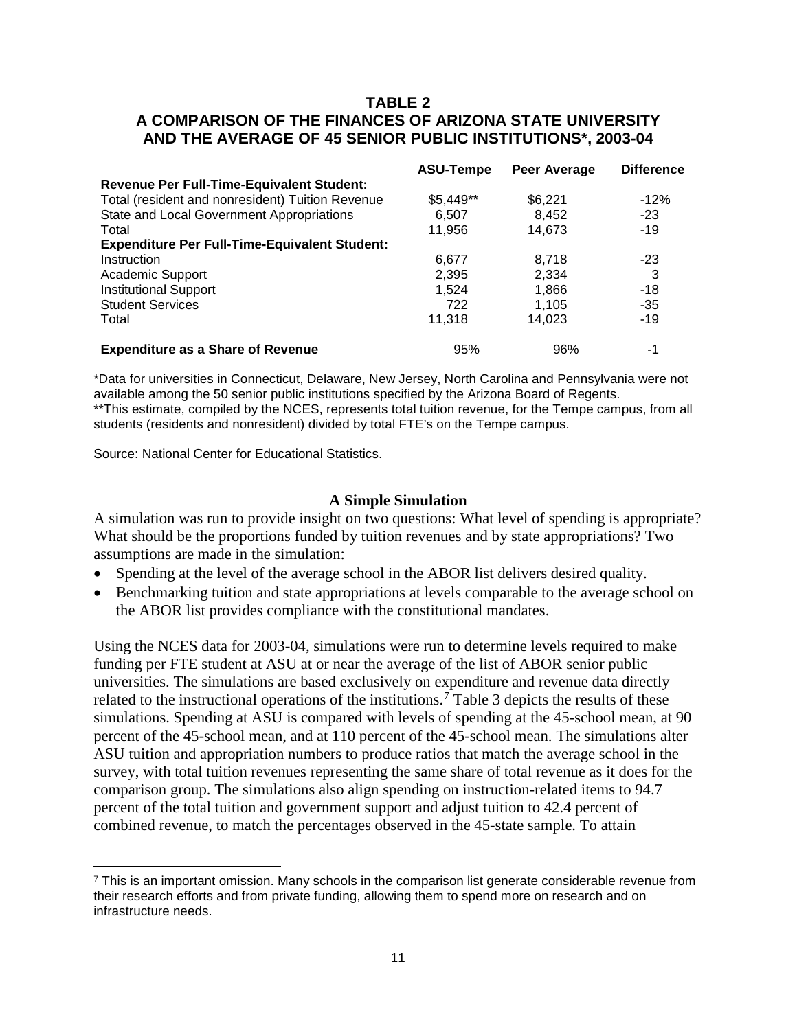**TABLE 2**
**A COMPARISON OF THE FINANCES OF ARIZONA STATE UNIVERSITY AND THE AVERAGE OF 45 SENIOR PUBLIC INSTITUTIONS*, 2003-04**

| | ASU-Tempe | Peer Average | Difference |
|---|---|---|---|
| **Revenue Per Full-Time-Equivalent Student:** | | | |
| Total (resident and nonresident) Tuition Revenue | $5,449** | $6,221 | -12% |
| State and Local Government Appropriations | 6,507 | 8,452 | -23 |
| Total | 11,956 | 14,673 | -19 |
| **Expenditure Per Full-Time-Equivalent Student:** | | | |
| Instruction | 6,677 | 8,718 | -23 |
| Academic Support | 2,395 | 2,334 | 3 |
| Institutional Support | 1,524 | 1,866 | -18 |
| Student Services | 722 | 1,105 | -35 |
| Total | 11,318 | 14,023 | -19 |
| **Expenditure as a Share of Revenue** | 95% | 96% | -1 |

*Data for universities in Connecticut, Delaware, New Jersey, North Carolina and Pennsylvania were not available among the 50 senior public institutions specified by the Arizona Board of Regents.
**This estimate, compiled by the NCES, represents total tuition revenue, for the Tempe campus, from all students (residents and nonresident) divided by total FTE's on the Tempe campus.

Source: National Center for Educational Statistics.

## A Simple Simulation

A simulation was run to provide insight on two questions: What level of spending is appropriate? What should be the proportions funded by tuition revenues and by state appropriations? Two assumptions are made in the simulation:

- Spending at the level of the average school in the ABOR list delivers desired quality.
- Benchmarking tuition and state appropriations at levels comparable to the average school on the ABOR list provides compliance with the constitutional mandates.

Using the NCES data for 2003-04, simulations were run to determine levels required to make funding per FTE student at ASU at or near the average of the list of ABOR senior public universities. The simulations are based exclusively on expenditure and revenue data directly related to the instructional operations of the institutions.[7] Table 3 depicts the results of these simulations. Spending at ASU is compared with levels of spending at the 45-school mean, at 90 percent of the 45-school mean, and at 110 percent of the 45-school mean. The simulations alter ASU tuition and appropriation numbers to produce ratios that match the average school in the survey, with total tuition revenues representing the same share of total revenue as it does for the comparison group. The simulations also align spending on instruction-related items to 94.7 percent of the total tuition and government support and adjust tuition to 42.4 percent of combined revenue, to match the percentages observed in the 45-state sample. To attain

[7] This is an important omission. Many schools in the comparison list generate considerable revenue from their research efforts and from private funding, allowing them to spend more on research and on infrastructure needs.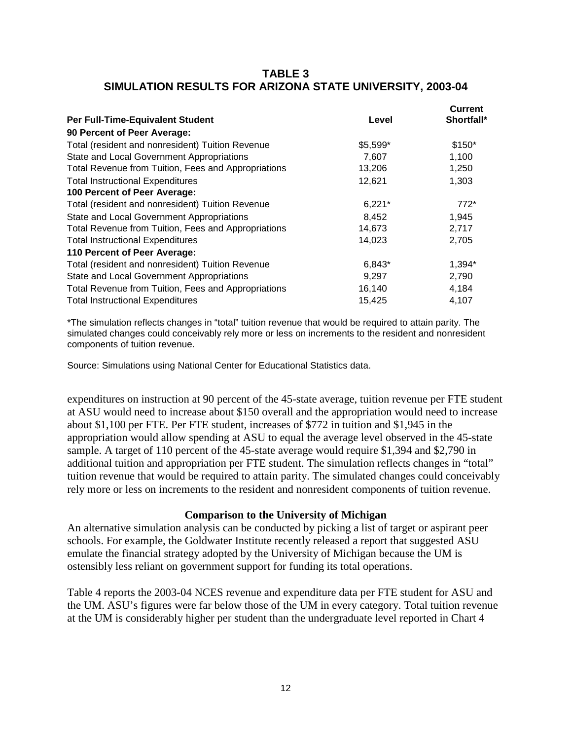**TABLE 3**
**SIMULATION RESULTS FOR ARIZONA STATE UNIVERSITY, 2003-04**

| Per Full-Time-Equivalent Student | Level | Current Shortfall* |
|---|---|---|
| **90 Percent of Peer Average:** | | |
| Total (resident and nonresident) Tuition Revenue | $5,599* | $150* |
| State and Local Government Appropriations | 7,607 | 1,100 |
| Total Revenue from Tuition, Fees and Appropriations | 13,206 | 1,250 |
| Total Instructional Expenditures | 12,621 | 1,303 |
| **100 Percent of Peer Average:** | | |
| Total (resident and nonresident) Tuition Revenue | 6,221* | 772* |
| State and Local Government Appropriations | 8,452 | 1,945 |
| Total Revenue from Tuition, Fees and Appropriations | 14,673 | 2,717 |
| Total Instructional Expenditures | 14,023 | 2,705 |
| **110 Percent of Peer Average:** | | |
| Total (resident and nonresident) Tuition Revenue | 6,843* | 1,394* |
| State and Local Government Appropriations | 9,297 | 2,790 |
| Total Revenue from Tuition, Fees and Appropriations | 16,140 | 4,184 |
| Total Instructional Expenditures | 15,425 | 4,107 |

*The simulation reflects changes in "total" tuition revenue that would be required to attain parity. The simulated changes could conceivably rely more or less on increments to the resident and nonresident components of tuition revenue.

Source: Simulations using National Center for Educational Statistics data.

expenditures on instruction at 90 percent of the 45-state average, tuition revenue per FTE student at ASU would need to increase about $150 overall and the appropriation would need to increase about $1,100 per FTE. Per FTE student, increases of $772 in tuition and $1,945 in the appropriation would allow spending at ASU to equal the average level observed in the 45-state sample. A target of 110 percent of the 45-state average would require $1,394 and $2,790 in additional tuition and appropriation per FTE student. The simulation reflects changes in "total" tuition revenue that would be required to attain parity. The simulated changes could conceivably rely more or less on increments to the resident and nonresident components of tuition revenue.

### Comparison to the University of Michigan

An alternative simulation analysis can be conducted by picking a list of target or aspirant peer schools. For example, the Goldwater Institute recently released a report that suggested ASU emulate the financial strategy adopted by the University of Michigan because the UM is ostensibly less reliant on government support for funding its total operations.

Table 4 reports the 2003-04 NCES revenue and expenditure data per FTE student for ASU and the UM. ASU's figures were far below those of the UM in every category. Total tuition revenue at the UM is considerably higher per student than the undergraduate level reported in Chart 4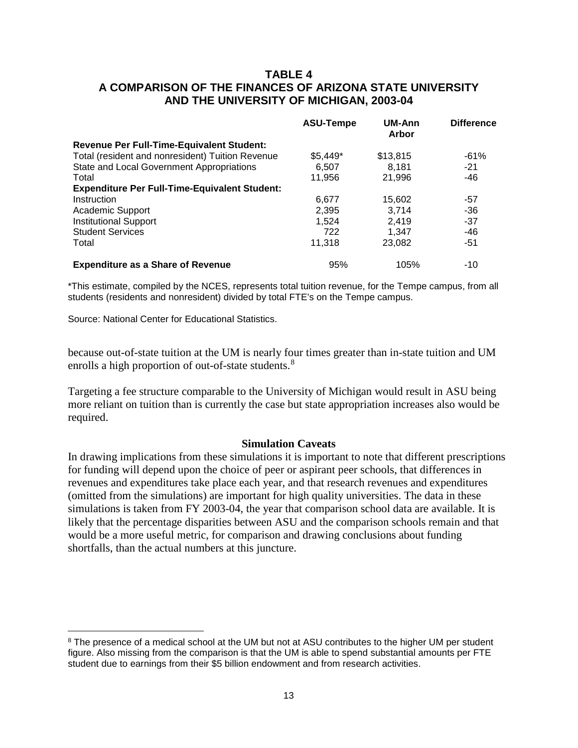## TABLE 4
## A COMPARISON OF THE FINANCES OF ARIZONA STATE UNIVERSITY AND THE UNIVERSITY OF MICHIGAN, 2003-04

| | ASU-Tempe | UM-Ann Arbor | Difference |
|---|---|---|---|
| **Revenue Per Full-Time-Equivalent Student:** | | | |
| Total (resident and nonresident) Tuition Revenue | $5,449* | $13,815 | -61% |
| State and Local Government Appropriations | 6,507 | 8,181 | -21 |
| Total | 11,956 | 21,996 | -46 |
| **Expenditure Per Full-Time-Equivalent Student:** | | | |
| Instruction | 6,677 | 15,602 | -57 |
| Academic Support | 2,395 | 3,714 | -36 |
| Institutional Support | 1,524 | 2,419 | -37 |
| Student Services | 722 | 1,347 | -46 |
| Total | 11,318 | 23,082 | -51 |
| **Expenditure as a Share of Revenue** | 95% | 105% | -10 |

*This estimate, compiled by the NCES, represents total tuition revenue, for the Tempe campus, from all students (residents and nonresident) divided by total FTE's on the Tempe campus.

Source: National Center for Educational Statistics.

because out-of-state tuition at the UM is nearly four times greater than in-state tuition and UM enrolls a high proportion of out-of-state students.[8]

Targeting a fee structure comparable to the University of Michigan would result in ASU being more reliant on tuition than is currently the case but state appropriation increases also would be required.

### Simulation Caveats

In drawing implications from these simulations it is important to note that different prescriptions for funding will depend upon the choice of peer or aspirant peer schools, that differences in revenues and expenditures take place each year, and that research revenues and expenditures (omitted from the simulations) are important for high quality universities. The data in these simulations is taken from FY 2003-04, the year that comparison school data are available. It is likely that the percentage disparities between ASU and the comparison schools remain and that would be a more useful metric, for comparison and drawing conclusions about funding shortfalls, than the actual numbers at this juncture.

[8] The presence of a medical school at the UM but not at ASU contributes to the higher UM per student figure. Also missing from the comparison is that the UM is able to spend substantial amounts per FTE student due to earnings from their $5 billion endowment and from research activities.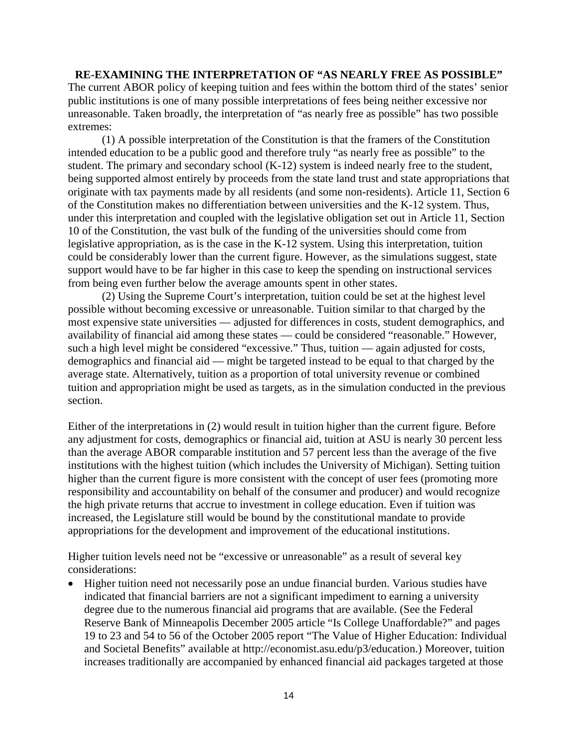**RE-EXAMINING THE INTERPRETATION OF "AS NEARLY FREE AS POSSIBLE"**

The current ABOR policy of keeping tuition and fees within the bottom third of the states' senior public institutions is one of many possible interpretations of fees being neither excessive nor unreasonable. Taken broadly, the interpretation of "as nearly free as possible" has two possible extremes:

(1) A possible interpretation of the Constitution is that the framers of the Constitution intended education to be a public good and therefore truly "as nearly free as possible" to the student. The primary and secondary school (K-12) system is indeed nearly free to the student, being supported almost entirely by proceeds from the state land trust and state appropriations that originate with tax payments made by all residents (and some non-residents). Article 11, Section 6 of the Constitution makes no differentiation between universities and the K-12 system. Thus, under this interpretation and coupled with the legislative obligation set out in Article 11, Section 10 of the Constitution, the vast bulk of the funding of the universities should come from legislative appropriation, as is the case in the K-12 system. Using this interpretation, tuition could be considerably lower than the current figure. However, as the simulations suggest, state support would have to be far higher in this case to keep the spending on instructional services from being even further below the average amounts spent in other states.

(2) Using the Supreme Court's interpretation, tuition could be set at the highest level possible without becoming excessive or unreasonable. Tuition similar to that charged by the most expensive state universities — adjusted for differences in costs, student demographics, and availability of financial aid among these states — could be considered "reasonable." However, such a high level might be considered "excessive." Thus, tuition — again adjusted for costs, demographics and financial aid — might be targeted instead to be equal to that charged by the average state. Alternatively, tuition as a proportion of total university revenue or combined tuition and appropriation might be used as targets, as in the simulation conducted in the previous section.

Either of the interpretations in (2) would result in tuition higher than the current figure. Before any adjustment for costs, demographics or financial aid, tuition at ASU is nearly 30 percent less than the average ABOR comparable institution and 57 percent less than the average of the five institutions with the highest tuition (which includes the University of Michigan). Setting tuition higher than the current figure is more consistent with the concept of user fees (promoting more responsibility and accountability on behalf of the consumer and producer) and would recognize the high private returns that accrue to investment in college education. Even if tuition was increased, the Legislature still would be bound by the constitutional mandate to provide appropriations for the development and improvement of the educational institutions.

Higher tuition levels need not be "excessive or unreasonable" as a result of several key considerations:

- Higher tuition need not necessarily pose an undue financial burden. Various studies have indicated that financial barriers are not a significant impediment to earning a university degree due to the numerous financial aid programs that are available. (See the Federal Reserve Bank of Minneapolis December 2005 article "Is College Unaffordable?" and pages 19 to 23 and 54 to 56 of the October 2005 report "The Value of Higher Education: Individual and Societal Benefits" available at http://economist.asu.edu/p3/education.) Moreover, tuition increases traditionally are accompanied by enhanced financial aid packages targeted at those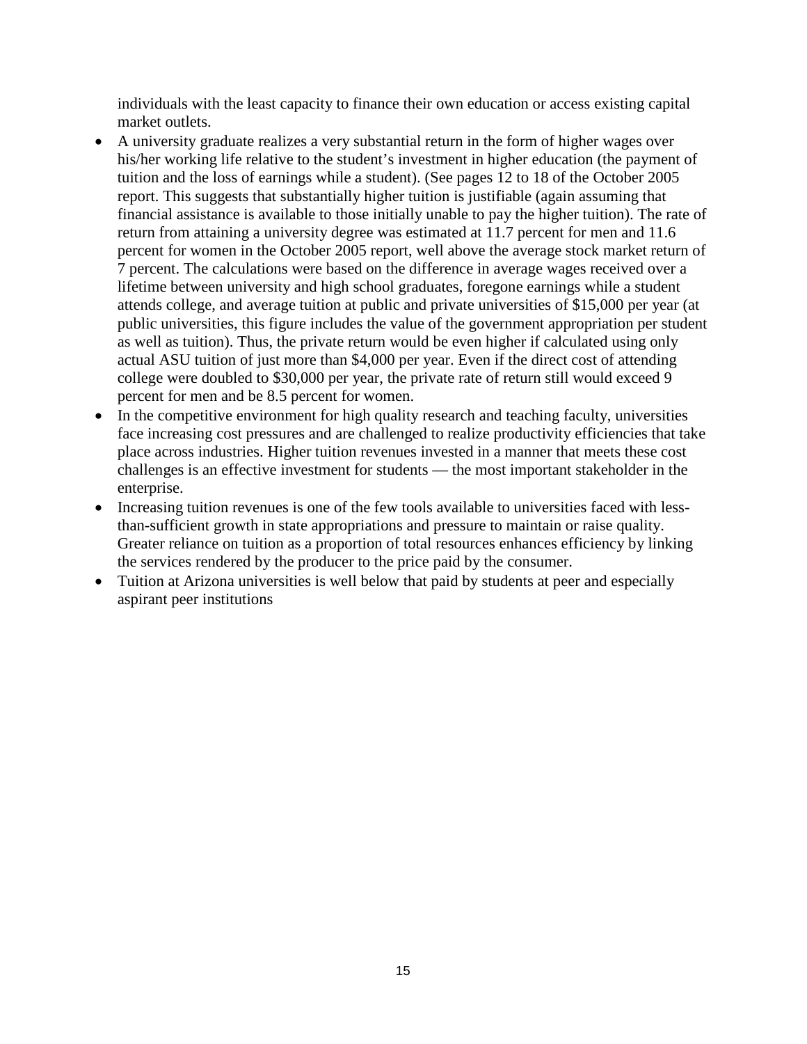individuals with the least capacity to finance their own education or access existing capital market outlets.

- A university graduate realizes a very substantial return in the form of higher wages over his/her working life relative to the student's investment in higher education (the payment of tuition and the loss of earnings while a student). (See pages 12 to 18 of the October 2005 report. This suggests that substantially higher tuition is justifiable (again assuming that financial assistance is available to those initially unable to pay the higher tuition). The rate of return from attaining a university degree was estimated at 11.7 percent for men and 11.6 percent for women in the October 2005 report, well above the average stock market return of 7 percent. The calculations were based on the difference in average wages received over a lifetime between university and high school graduates, foregone earnings while a student attends college, and average tuition at public and private universities of $15,000 per year (at public universities, this figure includes the value of the government appropriation per student as well as tuition). Thus, the private return would be even higher if calculated using only actual ASU tuition of just more than $4,000 per year. Even if the direct cost of attending college were doubled to $30,000 per year, the private rate of return still would exceed 9 percent for men and be 8.5 percent for women.
- In the competitive environment for high quality research and teaching faculty, universities face increasing cost pressures and are challenged to realize productivity efficiencies that take place across industries. Higher tuition revenues invested in a manner that meets these cost challenges is an effective investment for students — the most important stakeholder in the enterprise.
- Increasing tuition revenues is one of the few tools available to universities faced with less-than-sufficient growth in state appropriations and pressure to maintain or raise quality. Greater reliance on tuition as a proportion of total resources enhances efficiency by linking the services rendered by the producer to the price paid by the consumer.
- Tuition at Arizona universities is well below that paid by students at peer and especially aspirant peer institutions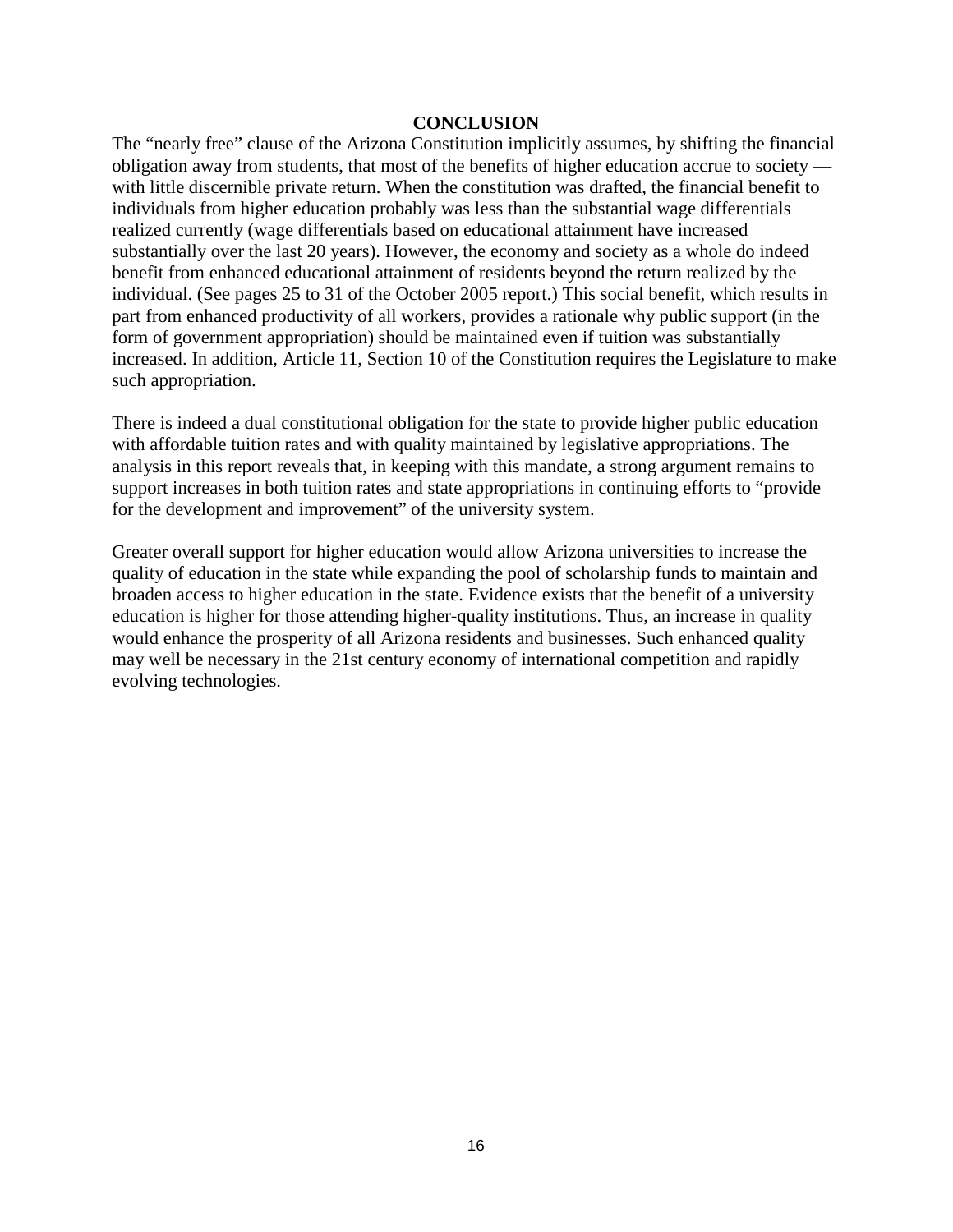## CONCLUSION

The "nearly free" clause of the Arizona Constitution implicitly assumes, by shifting the financial obligation away from students, that most of the benefits of higher education accrue to society — with little discernible private return. When the constitution was drafted, the financial benefit to individuals from higher education probably was less than the substantial wage differentials realized currently (wage differentials based on educational attainment have increased substantially over the last 20 years). However, the economy and society as a whole do indeed benefit from enhanced educational attainment of residents beyond the return realized by the individual. (See pages 25 to 31 of the October 2005 report.) This social benefit, which results in part from enhanced productivity of all workers, provides a rationale why public support (in the form of government appropriation) should be maintained even if tuition was substantially increased. In addition, Article 11, Section 10 of the Constitution requires the Legislature to make such appropriation.

There is indeed a dual constitutional obligation for the state to provide higher public education with affordable tuition rates and with quality maintained by legislative appropriations. The analysis in this report reveals that, in keeping with this mandate, a strong argument remains to support increases in both tuition rates and state appropriations in continuing efforts to "provide for the development and improvement" of the university system.

Greater overall support for higher education would allow Arizona universities to increase the quality of education in the state while expanding the pool of scholarship funds to maintain and broaden access to higher education in the state. Evidence exists that the benefit of a university education is higher for those attending higher-quality institutions. Thus, an increase in quality would enhance the prosperity of all Arizona residents and businesses. Such enhanced quality may well be necessary in the 21st century economy of international competition and rapidly evolving technologies.